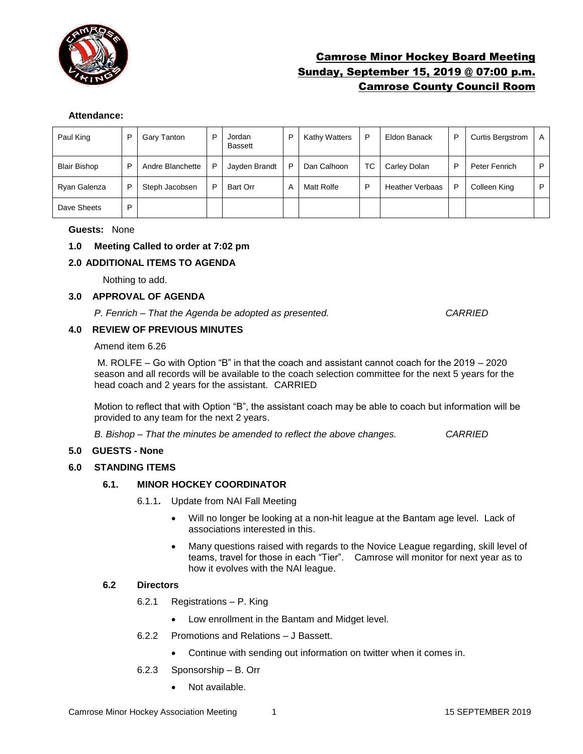# Camrose Minor Hockey Board Meeting
## Sunday, September 15, 2019 @ 07:00 p.m.
## Camrose County Council Room

**Attendance:**

| | | | | | | | | | | | |
|---|---|---|---|---|---|---|---|---|---|---|---|
| Paul King | P | Gary Tanton | P | Jordan Bassett | P | Kathy Watters | P | Eldon Banack | P | Curtis Bergstrom | A |
| Blair Bishop | P | Andre Blanchette | P | Jayden Brandt | P | Dan Calhoon | TC | Carley Dolan | P | Peter Fenrich | P |
| Ryan Galenza | P | Steph Jacobsen | P | Bart Orr | A | Matt Rolfe | P | Heather Verbaas | P | Colleen King | P |
| Dave Sheets | P | | | | | | | | | | |

**Guests:** None

**1.0 Meeting Called to order at 7:02 pm**

**2.0 ADDITIONAL ITEMS TO AGENDA**

Nothing to add.

**3.0 APPROVAL OF AGENDA**

*P. Fenrich – That the Agenda be adopted as presented.* *CARRIED*

**4.0 REVIEW OF PREVIOUS MINUTES**

Amend item 6.26

M. ROLFE – Go with Option "B" in that the coach and assistant cannot coach for the 2019 – 2020 season and all records will be available to the coach selection committee for the next 5 years for the head coach and 2 years for the assistant. CARRIED

Motion to reflect that with Option "B", the assistant coach may be able to coach but information will be provided to any team for the next 2 years.

*B. Bishop – That the minutes be amended to reflect the above changes.* *CARRIED*

**5.0 GUESTS - None**

**6.0 STANDING ITEMS**

**6.1. MINOR HOCKEY COORDINATOR**

6.1.1. Update from NAI Fall Meeting

- Will no longer be looking at a non-hit league at the Bantam age level. Lack of associations interested in this.
- Many questions raised with regards to the Novice League regarding, skill level of teams, travel for those in each "Tier". Camrose will monitor for next year as to how it evolves with the NAI league.

**6.2 Directors**

6.2.1 Registrations – P. King

- Low enrollment in the Bantam and Midget level.

6.2.2 Promotions and Relations – J Bassett.

- Continue with sending out information on twitter when it comes in.

6.2.3 Sponsorship – B. Orr

- Not available.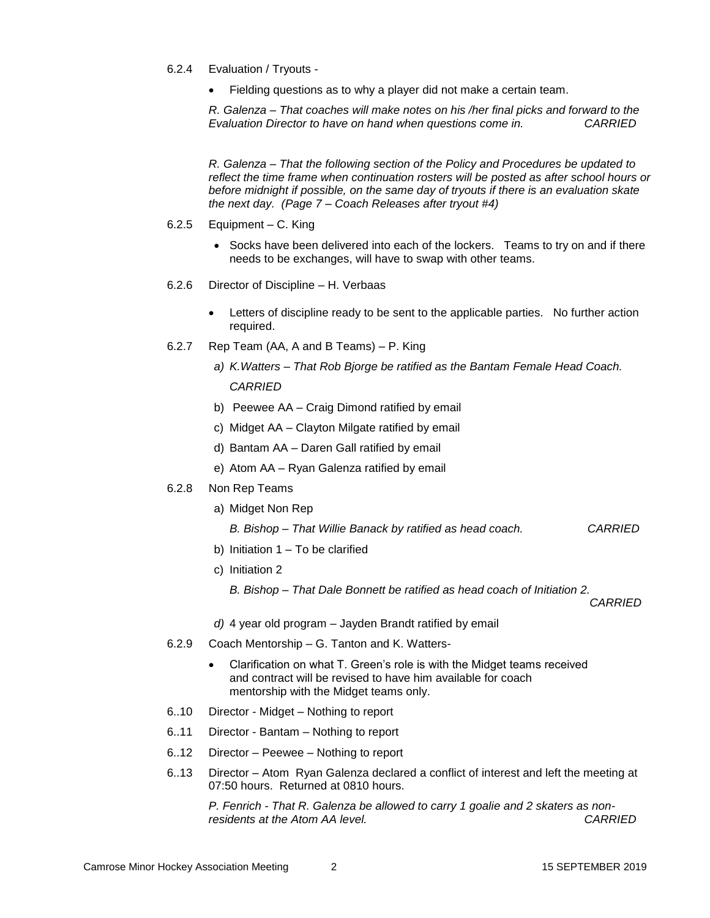6.2.4 Evaluation / Tryouts -

- Fielding questions as to why a player did not make a certain team.

*R. Galenza – That coaches will make notes on his /her final picks and forward to the Evaluation Director to have on hand when questions come in. CARRIED*

*R. Galenza – That the following section of the Policy and Procedures be updated to reflect the time frame when continuation rosters will be posted as after school hours or before midnight if possible, on the same day of tryouts if there is an evaluation skate the next day. (Page 7 – Coach Releases after tryout #4)*

6.2.5 Equipment – C. King

- Socks have been delivered into each of the lockers. Teams to try on and if there needs to be exchanges, will have to swap with other teams.

6.2.6 Director of Discipline – H. Verbaas

- Letters of discipline ready to be sent to the applicable parties. No further action required.

6.2.7 Rep Team (AA, A and B Teams) – P. King

*a) K.Watters – That Rob Bjorge be ratified as the Bantam Female Head Coach. CARRIED*

b) Peewee AA – Craig Dimond ratified by email

c) Midget AA – Clayton Milgate ratified by email

d) Bantam AA – Daren Gall ratified by email

e) Atom AA – Ryan Galenza ratified by email

6.2.8 Non Rep Teams

a) Midget Non Rep

*B. Bishop – That Willie Banack by ratified as head coach. CARRIED*

b) Initiation 1 – To be clarified

c) Initiation 2

*B. Bishop – That Dale Bonnett be ratified as head coach of Initiation 2. CARRIED*

*d)* 4 year old program – Jayden Brandt ratified by email

6.2.9 Coach Mentorship – G. Tanton and K. Watters-

- Clarification on what T. Green's role is with the Midget teams received and contract will be revised to have him available for coach mentorship with the Midget teams only.

6..10 Director - Midget – Nothing to report

6..11 Director - Bantam – Nothing to report

6..12 Director – Peewee – Nothing to report

6..13 Director – Atom Ryan Galenza declared a conflict of interest and left the meeting at 07:50 hours. Returned at 0810 hours.

*P. Fenrich - That R. Galenza be allowed to carry 1 goalie and 2 skaters as non-residents at the Atom AA level. CARRIED*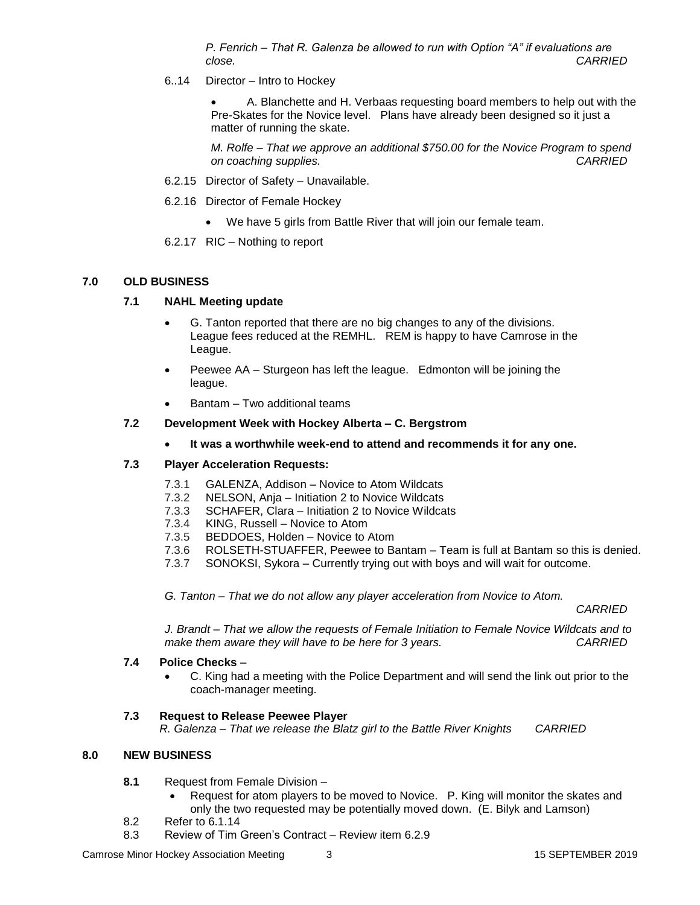*P. Fenrich – That R. Galenza be allowed to run with Option "A" if evaluations are close.* *CARRIED*

6..14 Director – Intro to Hockey

- A. Blanchette and H. Verbaas requesting board members to help out with the Pre-Skates for the Novice level. Plans have already been designed so it just a matter of running the skate.

*M. Rolfe – That we approve an additional $750.00 for the Novice Program to spend on coaching supplies.* *CARRIED*

6.2.15 Director of Safety – Unavailable.

6.2.16 Director of Female Hockey

- We have 5 girls from Battle River that will join our female team.

6.2.17 RIC – Nothing to report

## 7.0 OLD BUSINESS

### 7.1 NAHL Meeting update

- G. Tanton reported that there are no big changes to any of the divisions. League fees reduced at the REMHL. REM is happy to have Camrose in the League.
- Peewee AA – Sturgeon has left the league. Edmonton will be joining the league.
- Bantam – Two additional teams

### 7.2 Development Week with Hockey Alberta – C. Bergstrom

- **It was a worthwhile week-end to attend and recommends it for any one.**

### 7.3 Player Acceleration Requests:

7.3.1 GALENZA, Addison – Novice to Atom Wildcats
7.3.2 NELSON, Anja – Initiation 2 to Novice Wildcats
7.3.3 SCHAFER, Clara – Initiation 2 to Novice Wildcats
7.3.4 KING, Russell – Novice to Atom
7.3.5 BEDDOES, Holden – Novice to Atom
7.3.6 ROLSETH-STUAFFER, Peewee to Bantam – Team is full at Bantam so this is denied.
7.3.7 SONOKSI, Sykora – Currently trying out with boys and will wait for outcome.

*G. Tanton – That we do not allow any player acceleration from Novice to Atom.*

*CARRIED*

*J. Brandt – That we allow the requests of Female Initiation to Female Novice Wildcats and to make them aware they will have to be here for 3 years.* *CARRIED*

### 7.4 Police Checks –

- C. King had a meeting with the Police Department and will send the link out prior to the coach-manager meeting.

### 7.3 Request to Release Peewee Player

*R. Galenza – That we release the Blatz girl to the Battle River Knights* *CARRIED*

## 8.0 NEW BUSINESS

**8.1** Request from Female Division –

- Request for atom players to be moved to Novice. P. King will monitor the skates and only the two requested may be potentially moved down. (E. Bilyk and Lamson)

8.2 Refer to 6.1.14

8.3 Review of Tim Green's Contract – Review item 6.2.9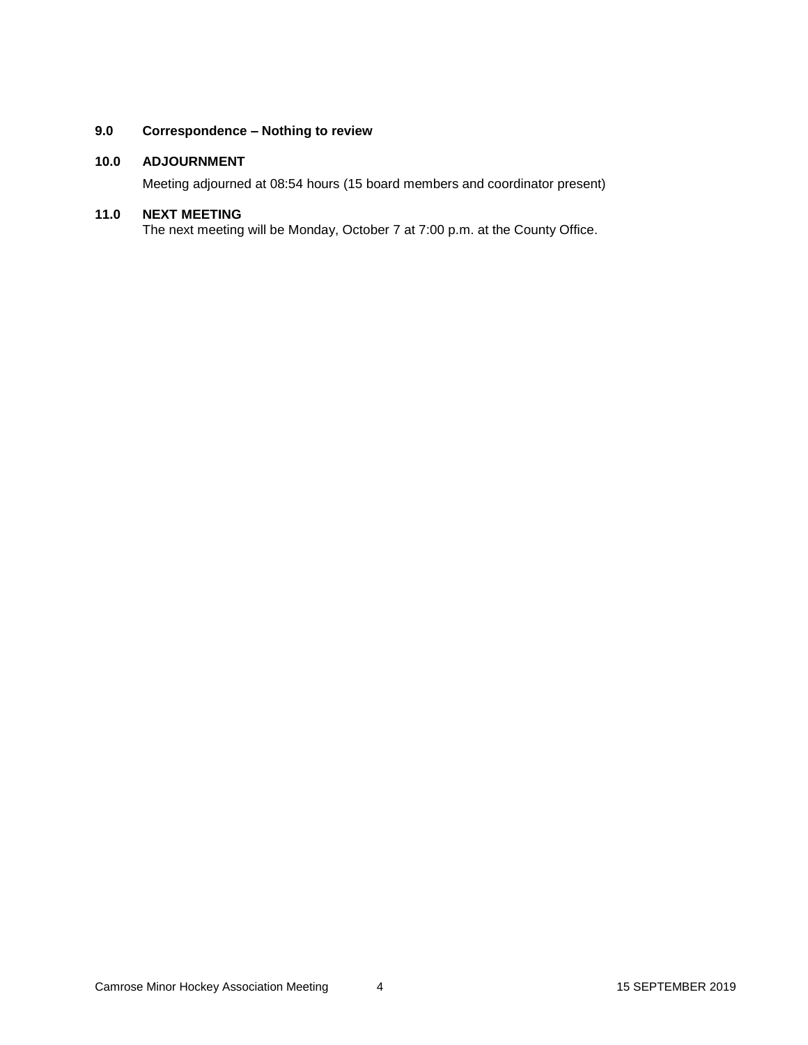**9.0 Correspondence – Nothing to review**

**10.0 ADJOURNMENT**

Meeting adjourned at 08:54 hours (15 board members and coordinator present)

**11.0 NEXT MEETING**

The next meeting will be Monday, October 7 at 7:00 p.m. at the County Office.